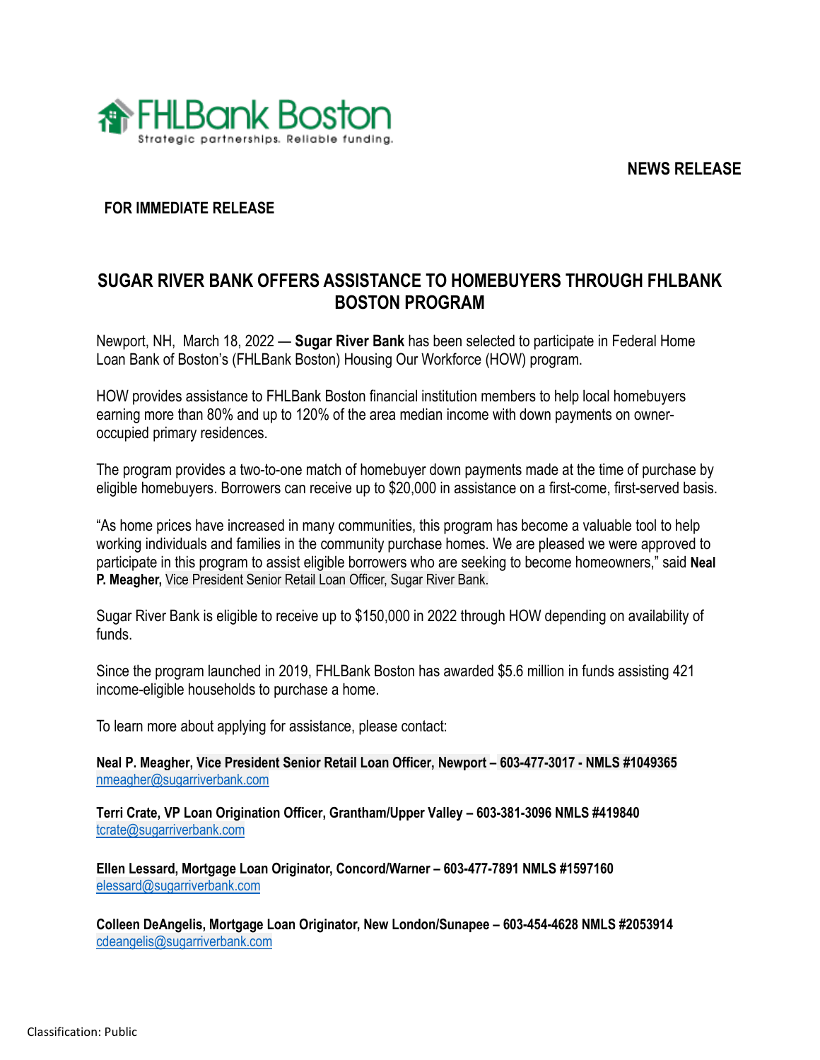FHLBank Boston
Strategic partnerships. Reliable funding.

**NEWS RELEASE**

**FOR IMMEDIATE RELEASE**

# SUGAR RIVER BANK OFFERS ASSISTANCE TO HOMEBUYERS THROUGH FHLBANK BOSTON PROGRAM

Newport, NH, March 18, 2022 — **Sugar River Bank** has been selected to participate in Federal Home Loan Bank of Boston's (FHLBank Boston) Housing Our Workforce (HOW) program.

HOW provides assistance to FHLBank Boston financial institution members to help local homebuyers earning more than 80% and up to 120% of the area median income with down payments on owner-occupied primary residences.

The program provides a two-to-one match of homebuyer down payments made at the time of purchase by eligible homebuyers. Borrowers can receive up to $20,000 in assistance on a first-come, first-served basis.

"As home prices have increased in many communities, this program has become a valuable tool to help working individuals and families in the community purchase homes. We are pleased we were approved to participate in this program to assist eligible borrowers who are seeking to become homeowners," said **Neal P. Meagher,** Vice President Senior Retail Loan Officer, Sugar River Bank.

Sugar River Bank is eligible to receive up to $150,000 in 2022 through HOW depending on availability of funds.

Since the program launched in 2019, FHLBank Boston has awarded $5.6 million in funds assisting 421 income-eligible households to purchase a home.

To learn more about applying for assistance, please contact:

**Neal P. Meagher, Vice President Senior Retail Loan Officer, Newport – 603-477-3017 - NMLS #1049365**
nmeagher@sugarriverbank.com

**Terri Crate, VP Loan Origination Officer, Grantham/Upper Valley – 603-381-3096 NMLS #419840**
tcrate@sugarriverbank.com

**Ellen Lessard, Mortgage Loan Originator, Concord/Warner – 603-477-7891 NMLS #1597160**
elessard@sugarriverbank.com

**Colleen DeAngelis, Mortgage Loan Originator, New London/Sunapee – 603-454-4628 NMLS #2053914**
cdeangelis@sugarriverbank.com

Classification: Public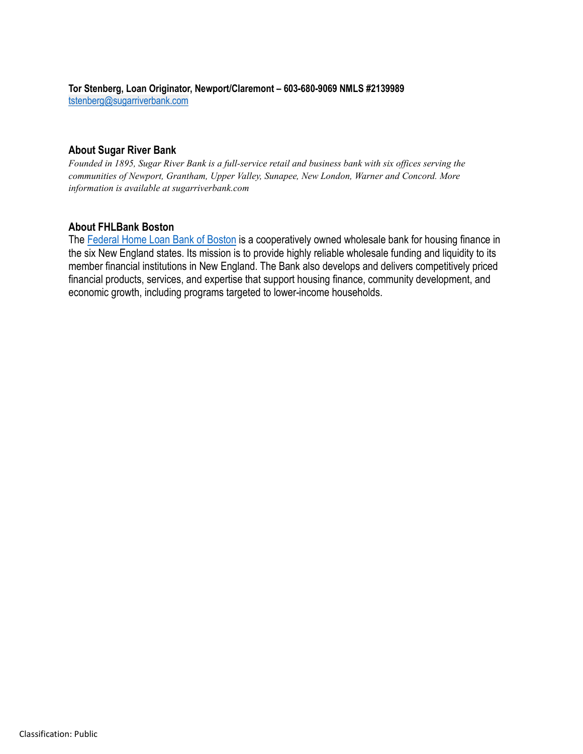**Tor Stenberg, Loan Originator, Newport/Claremont – 603-680-9069 NMLS #2139989**
tstenberg@sugarriverbank.com

**About Sugar River Bank**

*Founded in 1895, Sugar River Bank is a full-service retail and business bank with six offices serving the communities of Newport, Grantham, Upper Valley, Sunapee, New London, Warner and Concord. More information is available at sugarriverbank.com*

**About FHLBank Boston**

The Federal Home Loan Bank of Boston is a cooperatively owned wholesale bank for housing finance in the six New England states. Its mission is to provide highly reliable wholesale funding and liquidity to its member financial institutions in New England. The Bank also develops and delivers competitively priced financial products, services, and expertise that support housing finance, community development, and economic growth, including programs targeted to lower-income households.

Classification: Public